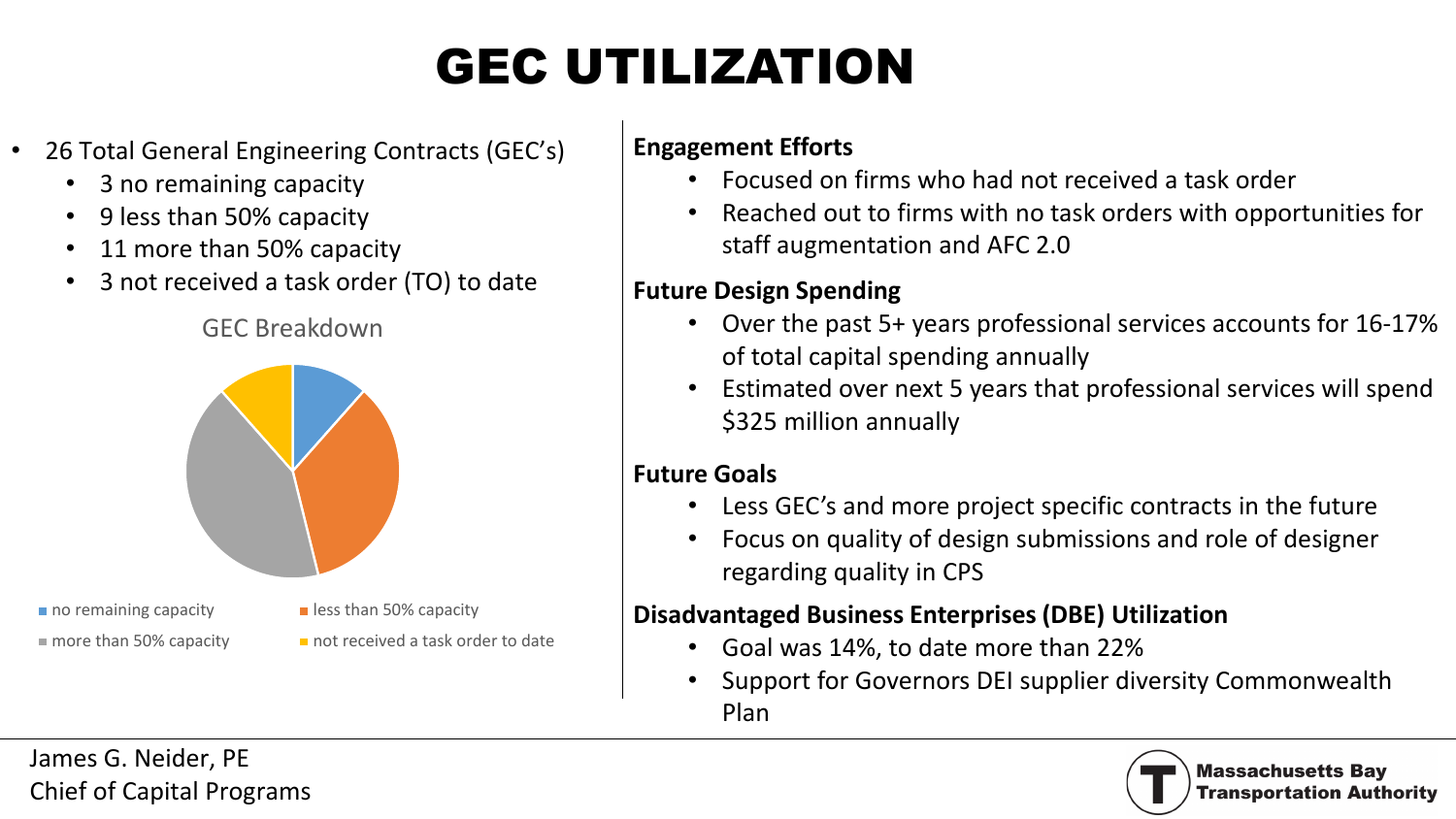# GEC UTILIZATION

- 26 Total General Engineering Contracts (GEC's)
  - 3 no remaining capacity
  - 9 less than 50% capacity
  - 11 more than 50% capacity
  - 3 not received a task order (TO) to date

GEC Breakdown

- no remaining capacity
- less than 50% capacity
- more than 50% capacity
- not received a task order to date

**Engagement Efforts**

- Focused on firms who had not received a task order
- Reached out to firms with no task orders with opportunities for staff augmentation and AFC 2.0

**Future Design Spending**

- Over the past 5+ years professional services accounts for 16-17% of total capital spending annually
- Estimated over next 5 years that professional services will spend $325 million annually

**Future Goals**

- Less GEC's and more project specific contracts in the future
- Focus on quality of design submissions and role of designer regarding quality in CPS

**Disadvantaged Business Enterprises (DBE) Utilization**

- Goal was 14%, to date more than 22%
- Support for Governors DEI supplier diversity Commonwealth Plan

James G. Neider, PE
Chief of Capital Programs

Massachusetts Bay Transportation Authority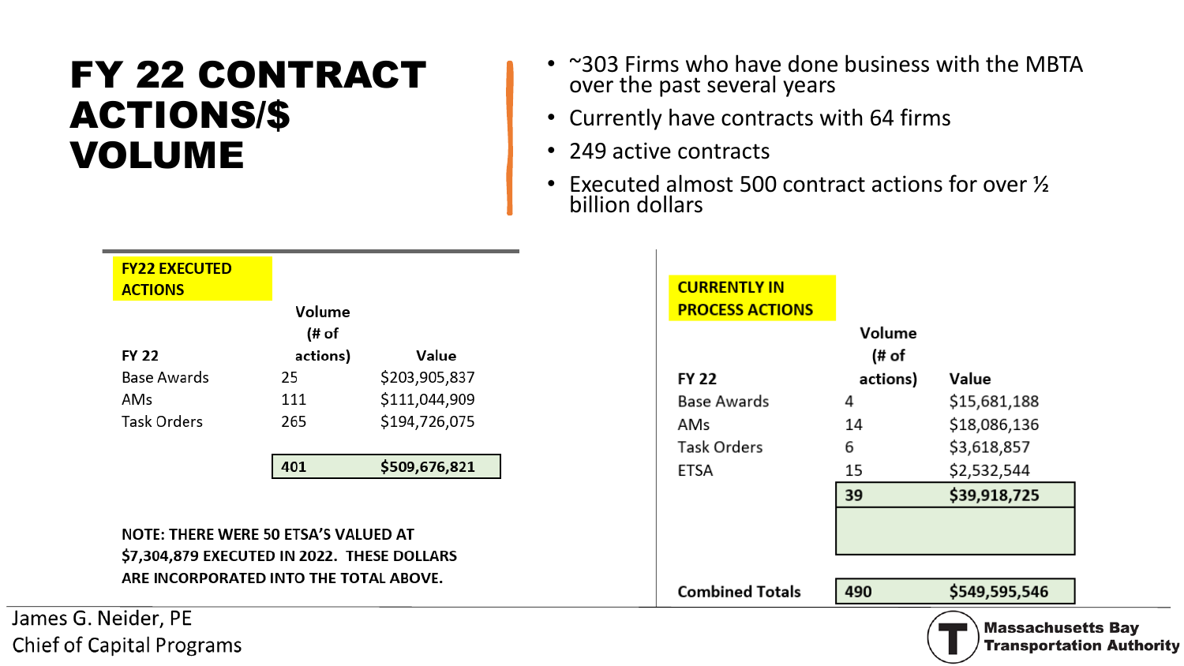# FY 22 CONTRACT ACTIONS/$ VOLUME

- ~303 Firms who have done business with the MBTA over the past several years
- Currently have contracts with 64 firms
- 249 active contracts
- Executed almost 500 contract actions for over ½ billion dollars

**FY22 EXECUTED ACTIONS**

| FY 22 | Volume (# of actions) | Value |
| --- | --- | --- |
| Base Awards | 25 | $203,905,837 |
| AMs | 111 | $111,044,909 |
| Task Orders | 265 | $194,726,075 |
| | **401** | **$509,676,821** |

**NOTE: THERE WERE 50 ETSA'S VALUED AT $7,304,879 EXECUTED IN 2022. THESE DOLLARS ARE INCORPORATED INTO THE TOTAL ABOVE.**

**CURRENTLY IN PROCESS ACTIONS**

| FY 22 | Volume (# of actions) | Value |
| --- | --- | --- |
| Base Awards | 4 | $15,681,188 |
| AMs | 14 | $18,086,136 |
| Task Orders | 6 | $3,618,857 |
| ETSA | 15 | $2,532,544 |
| | **39** | **$39,918,725** |
| **Combined Totals** | **490** | **$549,595,546** |

James G. Neider, PE
Chief of Capital Programs

Massachusetts Bay Transportation Authority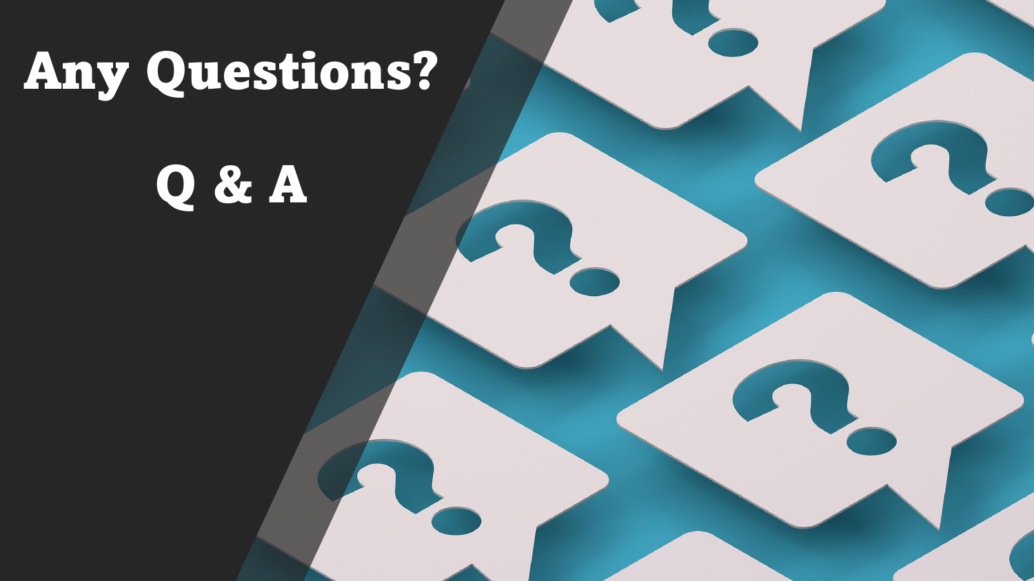# Any Questions?

## Q & A